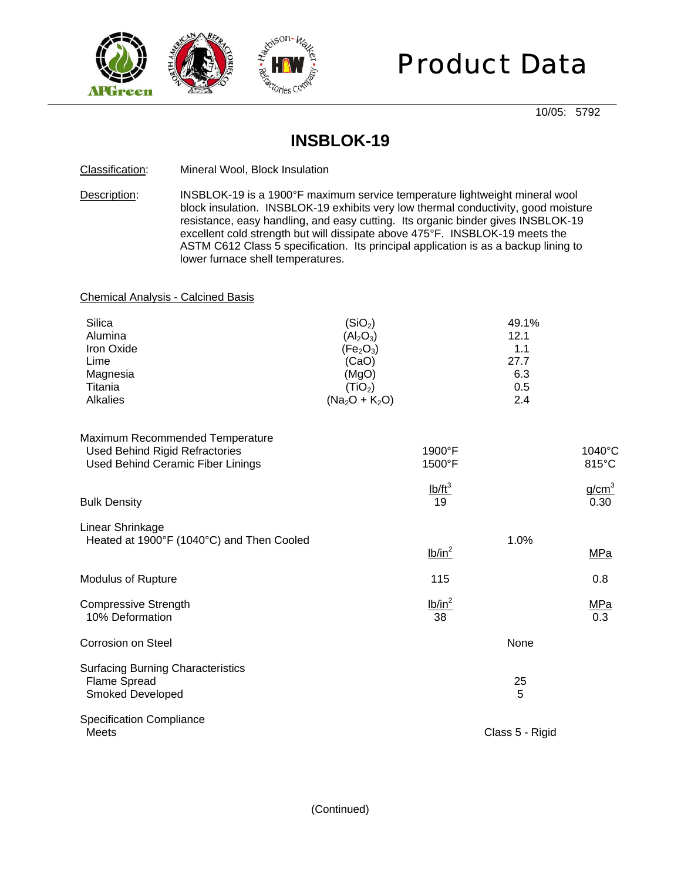# Product Data

10/05: 5792

## INSBLOK-19

Classification: Mineral Wool, Block Insulation

Description: INSBLOK-19 is a 1900°F maximum service temperature lightweight mineral wool block insulation. INSBLOK-19 exhibits very low thermal conductivity, good moisture resistance, easy handling, and easy cutting. Its organic binder gives INSBLOK-19 excellent cold strength but will dissipate above 475°F. INSBLOK-19 meets the ASTM C612 Class 5 specification. Its principal application is as a backup lining to lower furnace shell temperatures.

Chemical Analysis - Calcined Basis

| | | |
|---|---|---|
| Silica | ($SiO_2$) | 49.1% |
| Alumina | ($Al_2O_3$) | 12.1 |
| Iron Oxide | ($Fe_2O_3$) | 1.1 |
| Lime | ($CaO$) | 27.7 |
| Magnesia | ($MgO$) | 6.3 |
| Titania | ($TiO_2$) | 0.5 |
| Alkalies | ($Na_2O + K_2O$) | 2.4 |

| | | | |
|---|---|---|---|
| Maximum Recommended Temperature | | | |
| Used Behind Rigid Refractories | 1900°F | | 1040°C |
| Used Behind Ceramic Fiber Linings | 1500°F | | 815°C |
| | $lb/ft^3$ | | $g/cm^3$ |
| Bulk Density | 19 | | 0.30 |
| Linear Shrinkage | | | |
| Heated at 1900°F (1040°C) and Then Cooled | | 1.0% | |
| | $lb/in^2$ | | MPa |
| Modulus of Rupture | 115 | | 0.8 |
| | $lb/in^2$ | | MPa |
| Compressive Strength 10% Deformation | 38 | | 0.3 |
| Corrosion on Steel | | None | |
| Surfacing Burning Characteristics | | | |
| Flame Spread | | 25 | |
| Smoked Developed | | 5 | |
| Specification Compliance | | | |
| Meets | | Class 5 - Rigid | |

(Continued)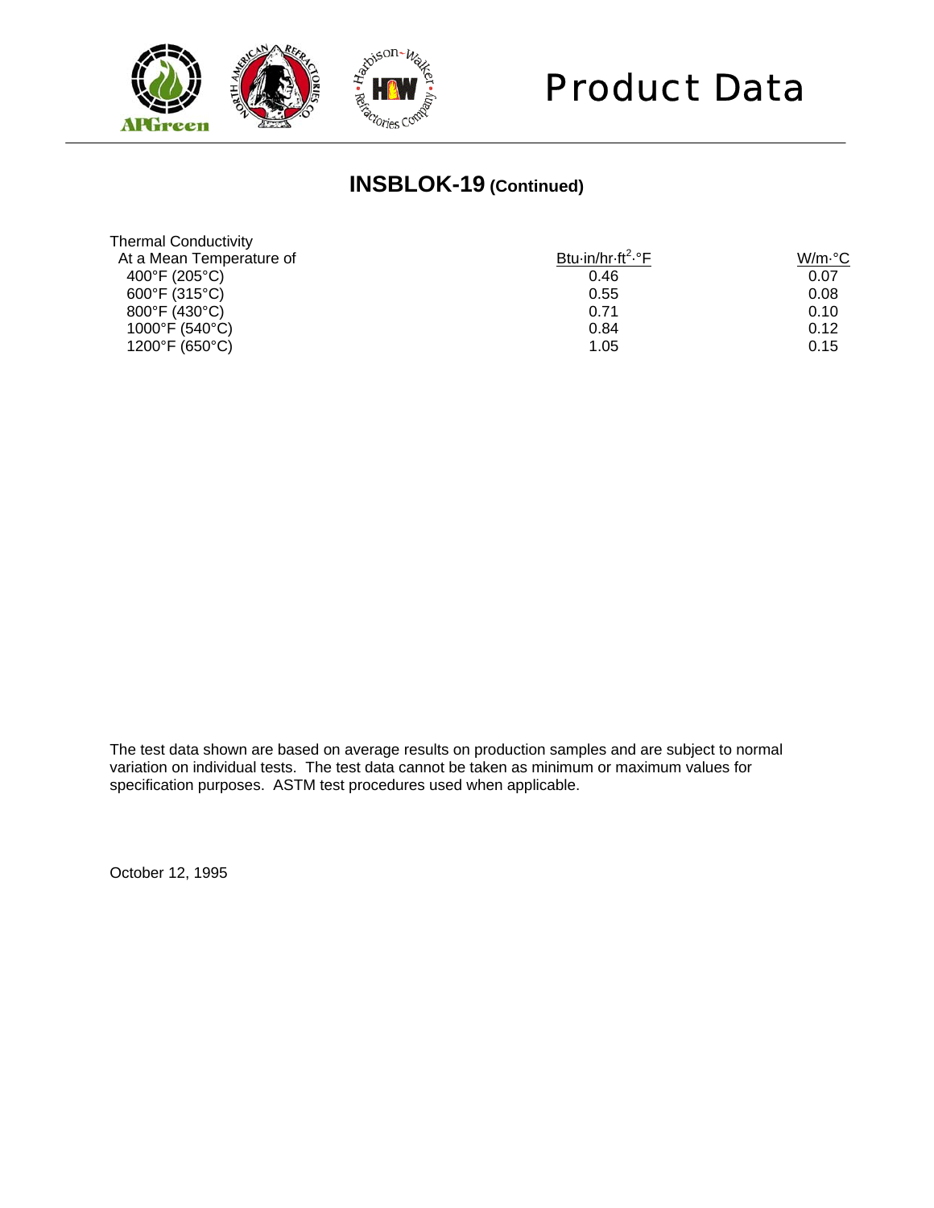# Product Data

## INSBLOK-19 (Continued)

| Thermal Conductivity At a Mean Temperature of | Btu·in/hr·ft$^2$·°F | W/m·°C |
|---|---|---|
| 400°F (205°C) | 0.46 | 0.07 |
| 600°F (315°C) | 0.55 | 0.08 |
| 800°F (430°C) | 0.71 | 0.10 |
| 1000°F (540°C) | 0.84 | 0.12 |
| 1200°F (650°C) | 1.05 | 0.15 |

The test data shown are based on average results on production samples and are subject to normal variation on individual tests. The test data cannot be taken as minimum or maximum values for specification purposes. ASTM test procedures used when applicable.

October 12, 1995